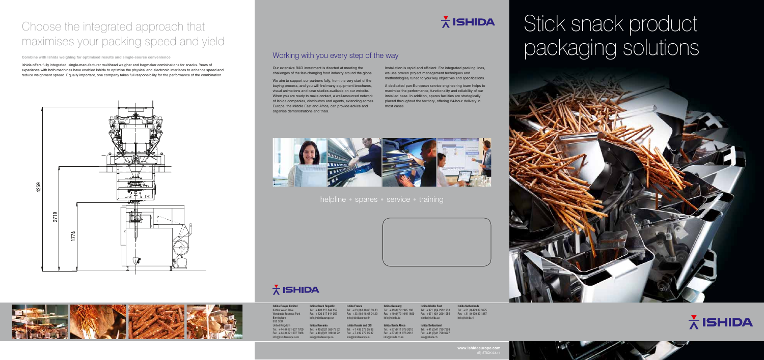# Choose the integrated approach that maximises your packing speed and yield

**Combine with Ishida weighing for optimised results and single-source convenience**

Ishida offers fully integrated, single-manufacturer multihead weigher and bagmaker combinations for snacks. Years of experience with both machines have enabled Ishida to optimise the physical and electronic interfaces to enhance speed and reduce weighment spread. Equally important, one company takes full responsibility for the performance of the combination.

4259

2719

1778

## Working with you every step of the way

Our extensive R&D investment is directed at meeting the challenges of the fast-changing food industry around the globe.

We aim to support our partners fully, from the very start of the buying process, and you will find many equipment brochures, visual animations and case studies available on our website. When you are ready to make contact, a well-resourced network of Ishida companies, distributors and agents, extending across Europe, the Middle East and Africa, can provide advice and organise demonstrations and trials.

Installation is rapid and efficient. For integrated packing lines, we use proven project management techniques and methodologies, tuned to your key objectives and specifications.

A dedicated pan-European service engineering team helps to maximise the performance, functionality and reliability of our installed base. In addition, spares facilities are strategically placed throughout the territory, offering 24-hour delivery in most cases.

helpline • spares • service • training

ISHIDA

**Ishida Europe Limited**
Kettles Wood Drive
Woodgate Business Park
Birmingham
B32 3DB
United Kingdom
Tel: +44 (0)121 607 7700
Fax: +44 (0)121 607 7666
info@ishidaeurope.com

**Ishida Czech Republic**
Tel: +420 317 844 059
Fax: +420 317 844 052
info@ishidaeurope.cz

**Ishida Romania**
Tel: +40 (0)21 569 73 52
Fax: +40 (0)21 310 34 22
info@ishidaeurope.ro

**Ishida France**
Tel: +33 (0)1 48 63 83 83
Fax: +33 (0)1 48 63 24 29
info@ishidaeurope.fr

**Ishida Russia and CIS**
Tel: +7 499 272 05 36
Fax: +7 499 272 05 37
info@ishidaeurope.ru

**Ishida Germany**
Tel: +49 (0)791 945 160
Fax: +49 (0)791 945 1699
info@ishida.de

**Ishida South Africa**
Tel: +27 (0)11 976 2010
Fax: +27 (0)11 976 2012
info@ishida.co.za

**Ishida Middle East**
Tel: +971 (0)4 299 1503
Fax: +971 (0)4 299 1555
ishida@ishida.ae

**Ishida Switzerland**
Tel: +41 (0)41 799 7999
Fax: +41 (0)41 799 3927
info@ishida.ch

**Ishida Netherlands**
Tel: +31 (0)499 39 3675
Fax: +31 (0)499 39 1687
info@ishida.nl

www.ishidaeurope.com
(E) STICK 03.14

ISHIDA

# Stick snack product packaging solutions

ISHIDA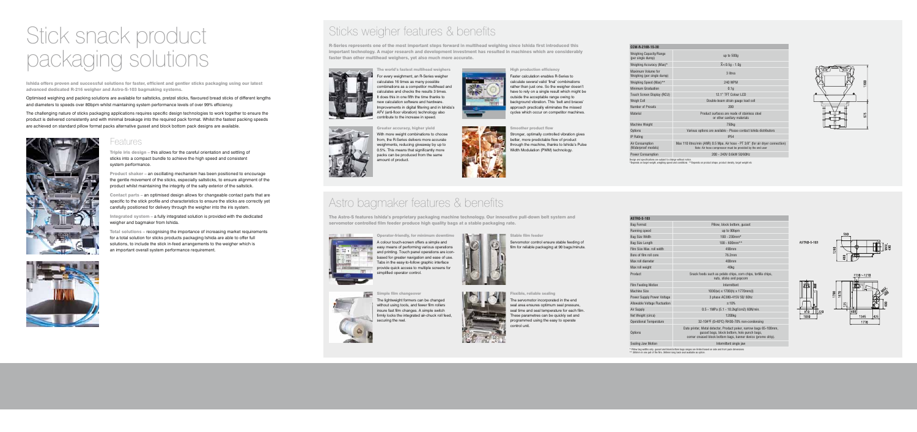# Stick snack product packaging solutions

**Ishida offers proven and successful solutions for faster, efficient and gentler sticks packaging using our latest advanced dedicated R-216 weigher and Astro-S-103 bagmaking systems.**

Optimised weighing and packing solutions are available for saltsticks, pretzel sticks, flavoured bread sticks of different lengths and diameters to speeds over 80bpm whilst maintaining system performance levels of over 99% efficiency.

The challenging nature of sticks packaging applications requires specific design technologies to work together to ensure the product is delivered consistently and with minimal breakage into the required pack format. Whilst the fastest packing speeds are achieved on standard pillow format packs alternative gusset and block bottom pack designs are available.

## Features

**Triple Iris design** – this allows for the careful orientation and settling of sticks into a compact bundle to achieve the high speed and consistent system performance.

**Product shaker** – an oscillating mechanism has been positioned to encourage the gentle movement of the sticks, especially saltsticks, to ensure alignment of the product whilst maintaining the integrity of the salty exterior of the saltstick.

**Contact parts** – an optimised design allows for changeable contact parts that are specific to the stick profile and characteristics to ensure the sticks are correctly yet carefully positioned for delivery through the weigher into the iris system.

**Integrated system** – a fully integrated solution is provided with the dedicated weigher and bagmaker from Ishida.

**Total solutions** – recognising the importance of increasing market requirements for a total solution for sticks products packaging Ishida are able to offer full solutions, to include the stick in-feed arrangements to the weigher which is an important overall system performance requirement.

# Sticks weigher features & benefits

**R-Series represents one of the most important steps forward in multihead weighing since Ishida first introduced this important technology. A major research and development investment has resulted in machines which are considerably faster than other multihead weighers, yet also much more accurate.**

### The world's fastest multihead weighers

For every weighment, an R-Series weigher calculates 16 times as many possible combinations as a competitor multihead and calculates and checks the results 3 times. It does this in one fifth the time thanks to new calculation software and hardware. Improvements in digital filtering and in Ishida's AFV (anti-floor vibration) technology also contribute to the increase in speed.

### High production efficiency

Faster calculation enables R-Series to calculate several valid 'final' combinations rather than just one. So the weigher doesn't have to rely on a single result which might be outside the acceptable range owing to background vibration. This 'belt and braces' approach practically eliminates the missed cycles which occur on competitor machines.

### Greater accuracy, higher yield

With more weight combinations to choose from, the R-Series delivers more accurate weighments, reducing giveaway by up to 0.5%. This means that significantly more packs can be produced from the same amount of product.

### Smoother product flow

Stronger, optimally controlled vibration gives better, more predictable flow of product through the machine, thanks to Ishida's Pulse Width Modulation (PWM) technology.

| CCW-R-216B-1S-30 | |
|---|---|
| Weighing Capacity/Range (per single dump) | up to 500g |
| Weighing Accuracy (Max)* | X̄=0.5g - 1.0g |
| Maximum Volume for Weighing (per single dump) | 3 litres |
| Weighing Speed (Max)** | 240 WPM |
| Minimum Graduation | 0.1g |
| Touch Screen Display (RCU) | 12.1" TFT Colour LCD |
| Weigh Cell | Double-beam strain gauge load cell |
| Number of Presets | 200 |
| Material | Product surfaces are made of stainless steel or other sanitary materials |
| Machine Weight | 750kg |
| Options | Various options are available - Please contact Ishida distributors |
| IP Rating | IP54 |
| Air Consumption (Waterproof models) | Max 110 litres/min (ANR) 0.5 Mpa. Air hose - PT 3/8" (for air dryer connection) Note: Air hose compressor must be provided by the end user |
| Power Consumption | 200 - 240V 0.6kW 50/60Hz |

Design and specifications are subject to change without notice.
*Depends on target weight, weighing speed and conditions. **Depends on product shape, product density, target weight etc.

1000
975

# Astro bagmaker features & benefits

**The Astro-S features Ishida's proprietary packaging machine technology. Our innovative pull-down belt system and servomotor controlled film feeder produce high quality bags at a stable packaging rate.**

### Operator-friendly, for minimum downtime

A colour touch-screen offers a simple and easy means of performing various operations and printing. Touch panel operations are icon-based for greater navigation and ease of use. Tabs in the easy-to-follow graphic interface provide quick access to multiple screens for simplified operator control.

### Stable film feeder

Servomotor control ensure stable feeding of film for reliable packaging at 90 bags/minute.

### Simple film changeover

The lightweight formers can be changed without using tools, and fewer film rollers insure fast film changes. A simple switch firmly locks the integrated air-chuck roll feed, securing the reel.

### Flexible, reliable sealing

The servomotor incorporated in the end seal area ensures optimum seal pressure, seal time and seal temperature for each film. These parametres can be quickly set and programmed using the easy to operate control unit.

| ASTRO-S-103 | |
|---|---|
| Bag Format | Pillow, block bottom, gusset |
| Running speed | up to 90bpm |
| Bag Size Width | 100 - 230mm* |
| Bag Size Length | 100 - 600mm** |
| Film Size Max. roll width | 490mm |
| Bore of film roll core | 76.2mm |
| Max roll diameter | 400mm |
| Max roll weight | 40kg |
| Product | Snack foods such as potato chips, corn chips, tortilla chips, nuts, sticks and popcorn |
| Film Feeding Motion | Intermittent |
| Machine Size | 1030(w) x 1700(h) x 1770mm(l) |
| Power Supply Power Voltage | 3 phase AC380-415V 50/ 60Hz |
| Allowable Voltage Fluctuation | ±10% |
| Air Supply | 0.5 - 1MPa (5.1 - 10.2kg/cm2) 60Nl/min. |
| Net Weight (circa) | 1200kg |
| Operational Temperature | 32-104°F (0-40°C) RH30-70% non-condensing |
| Options | Date printer, Metal detector, Product poker, narrow bags 65-100mm, gusset bags, block bottom, hole punch bags, corner creased block bottom bags, banner device (promo strip). |
| Sealing Jaw Motion | Intermittent single jaw |

* Pillow bag widths only, gusset and block bottom bags ranges are limited based on side and front pack dimensions.
** 300mm is one pull of the film. 600mm bag feed unit available as option.

ASTRO-S-103

560
1200
400
600, 400
1110~1210
1700
1570
725
400
810
220
1030
1345
425
1770